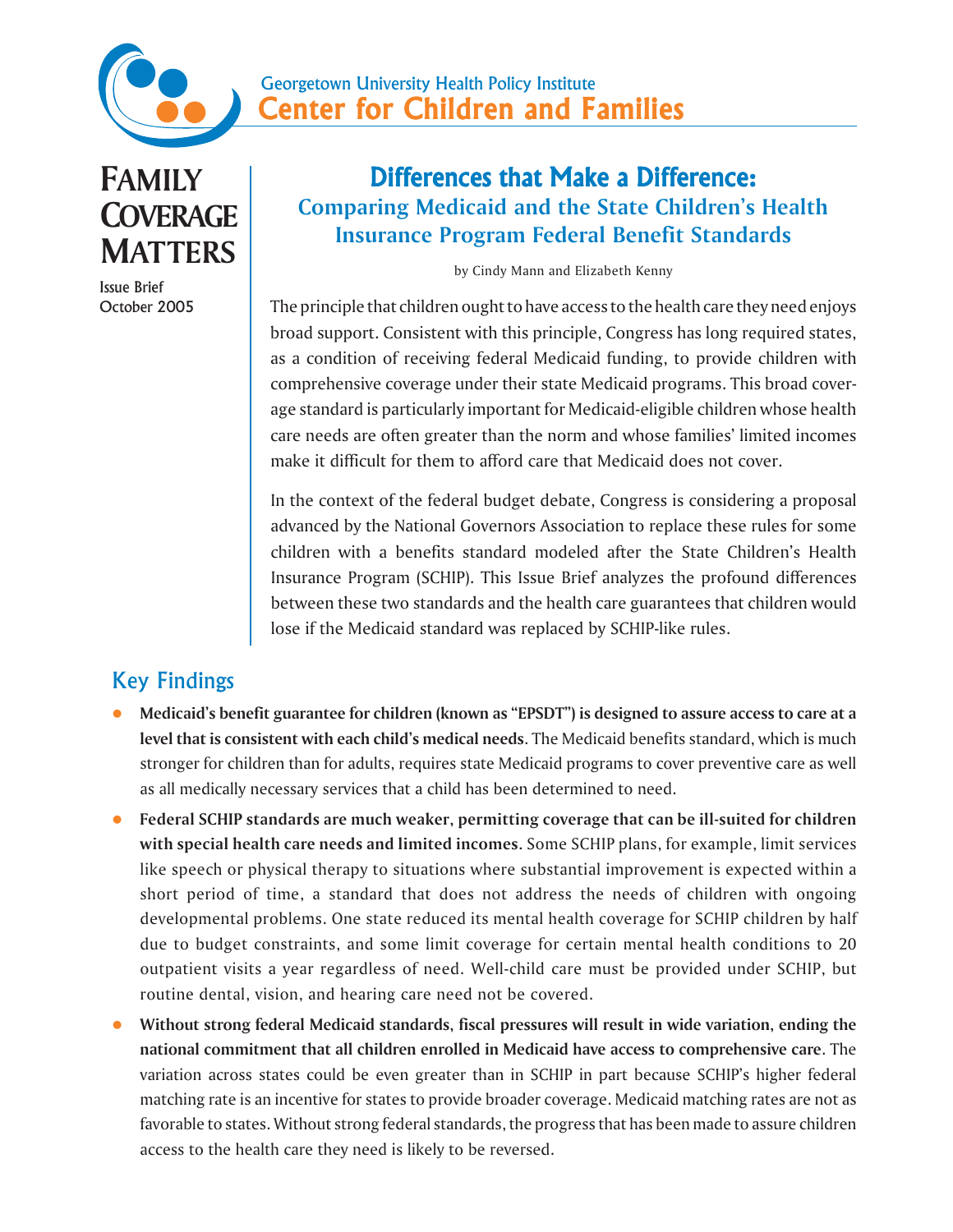Georgetown University Health Policy Institute

# Center for Children and Families

**FAMILY COVERAGE MATTERS**

Issue Brief
October 2005

# Differences that Make a Difference:
## Comparing Medicaid and the State Children's Health Insurance Program Federal Benefit Standards

by Cindy Mann and Elizabeth Kenny

The principle that children ought to have access to the health care they need enjoys broad support. Consistent with this principle, Congress has long required states, as a condition of receiving federal Medicaid funding, to provide children with comprehensive coverage under their state Medicaid programs. This broad coverage standard is particularly important for Medicaid-eligible children whose health care needs are often greater than the norm and whose families' limited incomes make it difficult for them to afford care that Medicaid does not cover.

In the context of the federal budget debate, Congress is considering a proposal advanced by the National Governors Association to replace these rules for some children with a benefits standard modeled after the State Children's Health Insurance Program (SCHIP). This Issue Brief analyzes the profound differences between these two standards and the health care guarantees that children would lose if the Medicaid standard was replaced by SCHIP-like rules.

## Key Findings

- **Medicaid's benefit guarantee for children (known as "EPSDT") is designed to assure access to care at a level that is consistent with each child's medical needs**. The Medicaid benefits standard, which is much stronger for children than for adults, requires state Medicaid programs to cover preventive care as well as all medically necessary services that a child has been determined to need.
- **Federal SCHIP standards are much weaker, permitting coverage that can be ill-suited for children with special health care needs and limited incomes**. Some SCHIP plans, for example, limit services like speech or physical therapy to situations where substantial improvement is expected within a short period of time, a standard that does not address the needs of children with ongoing developmental problems. One state reduced its mental health coverage for SCHIP children by half due to budget constraints, and some limit coverage for certain mental health conditions to 20 outpatient visits a year regardless of need. Well-child care must be provided under SCHIP, but routine dental, vision, and hearing care need not be covered.
- **Without strong federal Medicaid standards, fiscal pressures will result in wide variation, ending the national commitment that all children enrolled in Medicaid have access to comprehensive care**. The variation across states could be even greater than in SCHIP in part because SCHIP's higher federal matching rate is an incentive for states to provide broader coverage. Medicaid matching rates are not as favorable to states. Without strong federal standards, the progress that has been made to assure children access to the health care they need is likely to be reversed.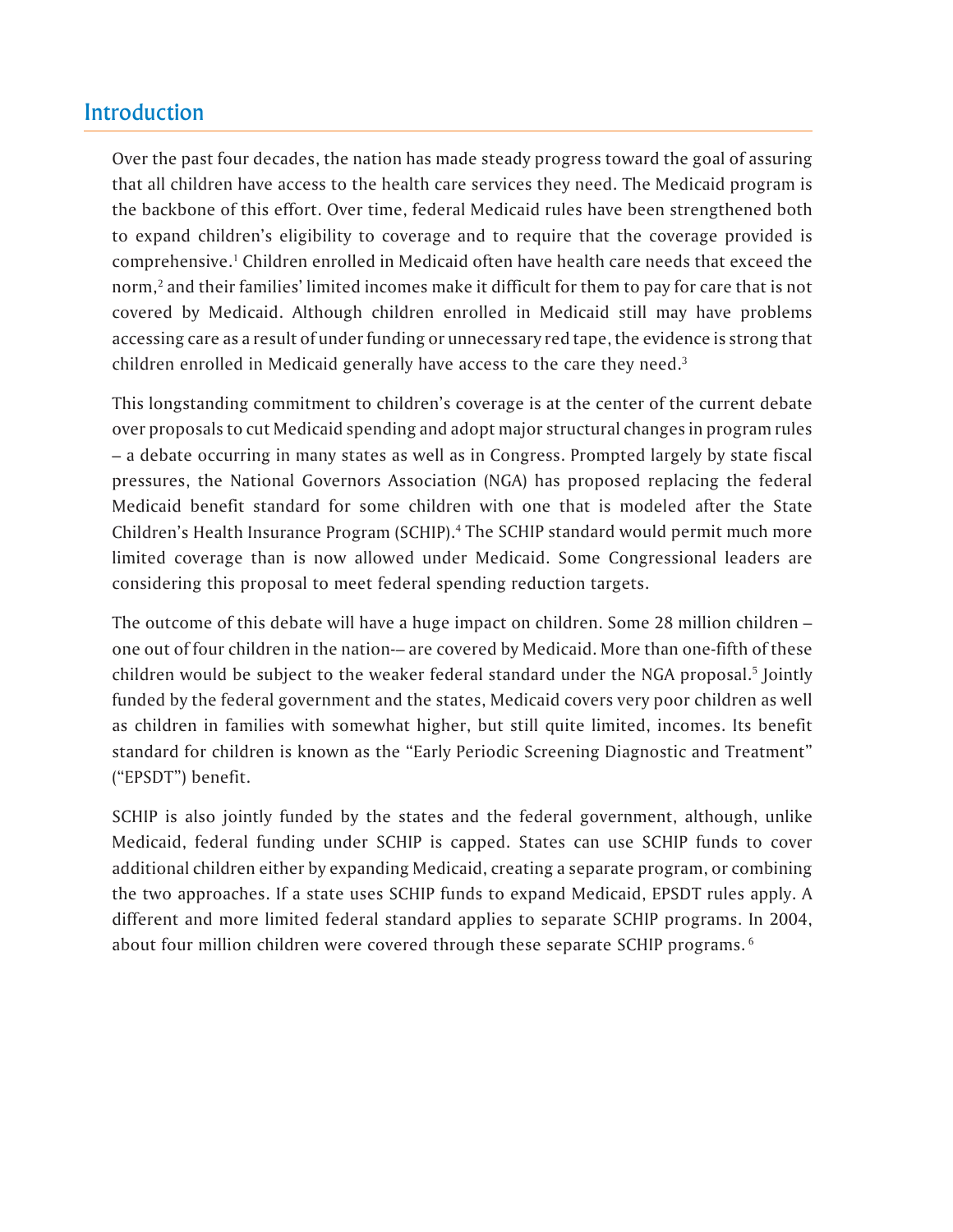## Introduction

Over the past four decades, the nation has made steady progress toward the goal of assuring that all children have access to the health care services they need. The Medicaid program is the backbone of this effort. Over time, federal Medicaid rules have been strengthened both to expand children's eligibility to coverage and to require that the coverage provided is comprehensive.[1] Children enrolled in Medicaid often have health care needs that exceed the norm,[2] and their families' limited incomes make it difficult for them to pay for care that is not covered by Medicaid. Although children enrolled in Medicaid still may have problems accessing care as a result of under funding or unnecessary red tape, the evidence is strong that children enrolled in Medicaid generally have access to the care they need.[3]

This longstanding commitment to children's coverage is at the center of the current debate over proposals to cut Medicaid spending and adopt major structural changes in program rules – a debate occurring in many states as well as in Congress. Prompted largely by state fiscal pressures, the National Governors Association (NGA) has proposed replacing the federal Medicaid benefit standard for some children with one that is modeled after the State Children's Health Insurance Program (SCHIP).[4] The SCHIP standard would permit much more limited coverage than is now allowed under Medicaid. Some Congressional leaders are considering this proposal to meet federal spending reduction targets.

The outcome of this debate will have a huge impact on children. Some 28 million children – one out of four children in the nation-– are covered by Medicaid. More than one-fifth of these children would be subject to the weaker federal standard under the NGA proposal.[5] Jointly funded by the federal government and the states, Medicaid covers very poor children as well as children in families with somewhat higher, but still quite limited, incomes. Its benefit standard for children is known as the "Early Periodic Screening Diagnostic and Treatment" ("EPSDT") benefit.

SCHIP is also jointly funded by the states and the federal government, although, unlike Medicaid, federal funding under SCHIP is capped. States can use SCHIP funds to cover additional children either by expanding Medicaid, creating a separate program, or combining the two approaches. If a state uses SCHIP funds to expand Medicaid, EPSDT rules apply. A different and more limited federal standard applies to separate SCHIP programs. In 2004, about four million children were covered through these separate SCHIP programs.[6]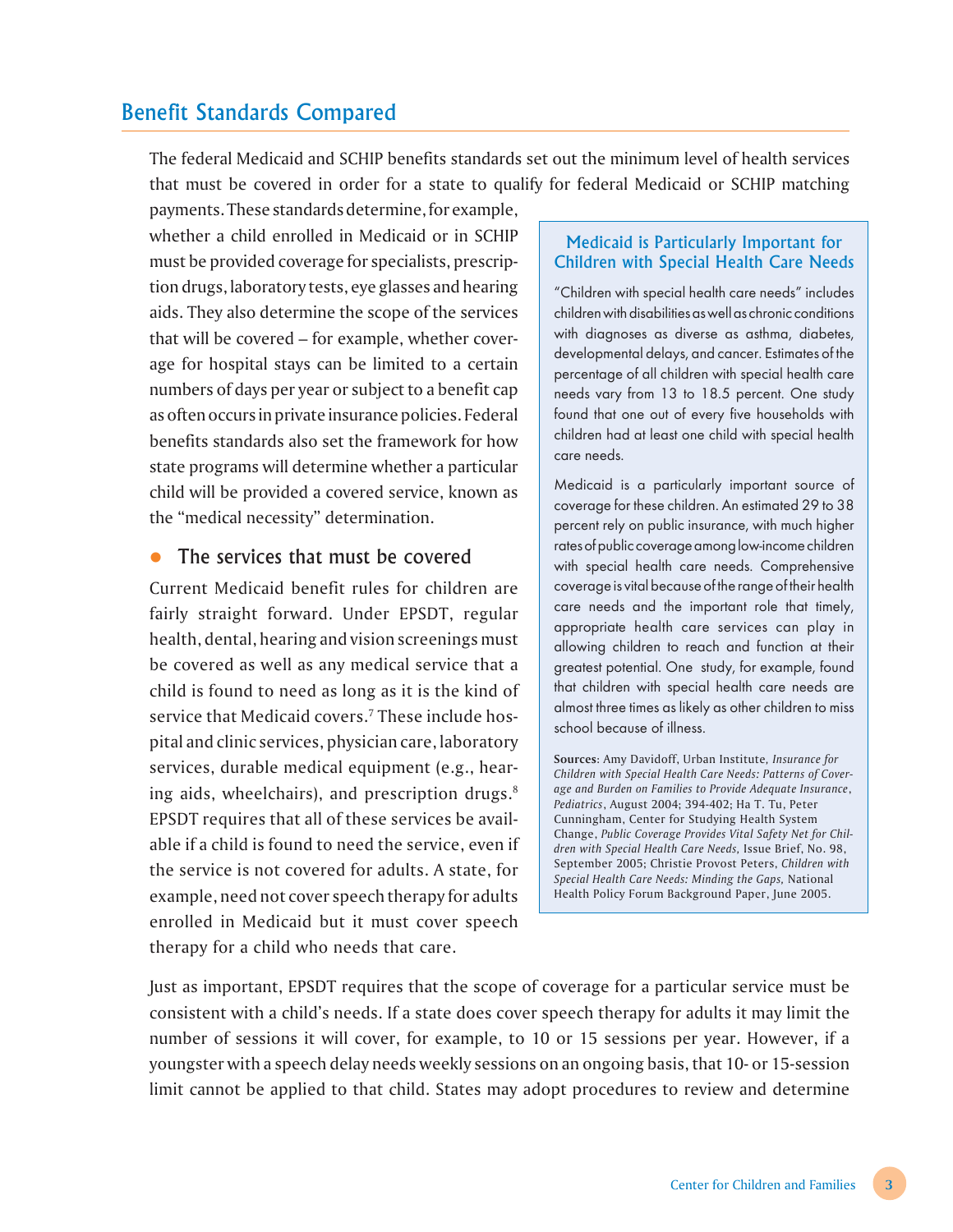## Benefit Standards Compared

The federal Medicaid and SCHIP benefits standards set out the minimum level of health services that must be covered in order for a state to qualify for federal Medicaid or SCHIP matching payments. These standards determine, for example, whether a child enrolled in Medicaid or in SCHIP must be provided coverage for specialists, prescription drugs, laboratory tests, eye glasses and hearing aids. They also determine the scope of the services that will be covered – for example, whether coverage for hospital stays can be limited to a certain numbers of days per year or subject to a benefit cap as often occurs in private insurance policies. Federal benefits standards also set the framework for how state programs will determine whether a particular child will be provided a covered service, known as the "medical necessity" determination.

### The services that must be covered

Current Medicaid benefit rules for children are fairly straight forward. Under EPSDT, regular health, dental, hearing and vision screenings must be covered as well as any medical service that a child is found to need as long as it is the kind of service that Medicaid covers.[7] These include hospital and clinic services, physician care, laboratory services, durable medical equipment (e.g., hearing aids, wheelchairs), and prescription drugs.[8] EPSDT requires that all of these services be available if a child is found to need the service, even if the service is not covered for adults. A state, for example, need not cover speech therapy for adults enrolled in Medicaid but it must cover speech therapy for a child who needs that care.

> **Medicaid is Particularly Important for Children with Special Health Care Needs**
>
> "Children with special health care needs" includes children with disabilities as well as chronic conditions with diagnoses as diverse as asthma, diabetes, developmental delays, and cancer. Estimates of the percentage of all children with special health care needs vary from 13 to 18.5 percent. One study found that one out of every five households with children had at least one child with special health care needs.
>
> Medicaid is a particularly important source of coverage for these children. An estimated 29 to 38 percent rely on public insurance, with much higher rates of public coverage among low-income children with special health care needs. Comprehensive coverage is vital because of the range of their health care needs and the important role that timely, appropriate health care services can play in allowing children to reach and function at their greatest potential. One study, for example, found that children with special health care needs are almost three times as likely as other children to miss school because of illness.
>
> **Sources**: Amy Davidoff, Urban Institute, *Insurance for Children with Special Health Care Needs: Patterns of Coverage and Burden on Families to Provide Adequate Insurance*, *Pediatrics*, August 2004; 394-402; Ha T. Tu, Peter Cunningham, Center for Studying Health System Change, *Public Coverage Provides Vital Safety Net for Children with Special Health Care Needs*, Issue Brief, No. 98, September 2005; Christie Provost Peters, *Children with Special Health Care Needs: Minding the Gaps*, National Health Policy Forum Background Paper, June 2005.

Just as important, EPSDT requires that the scope of coverage for a particular service must be consistent with a child's needs. If a state does cover speech therapy for adults it may limit the number of sessions it will cover, for example, to 10 or 15 sessions per year. However, if a youngster with a speech delay needs weekly sessions on an ongoing basis, that 10- or 15-session limit cannot be applied to that child. States may adopt procedures to review and determine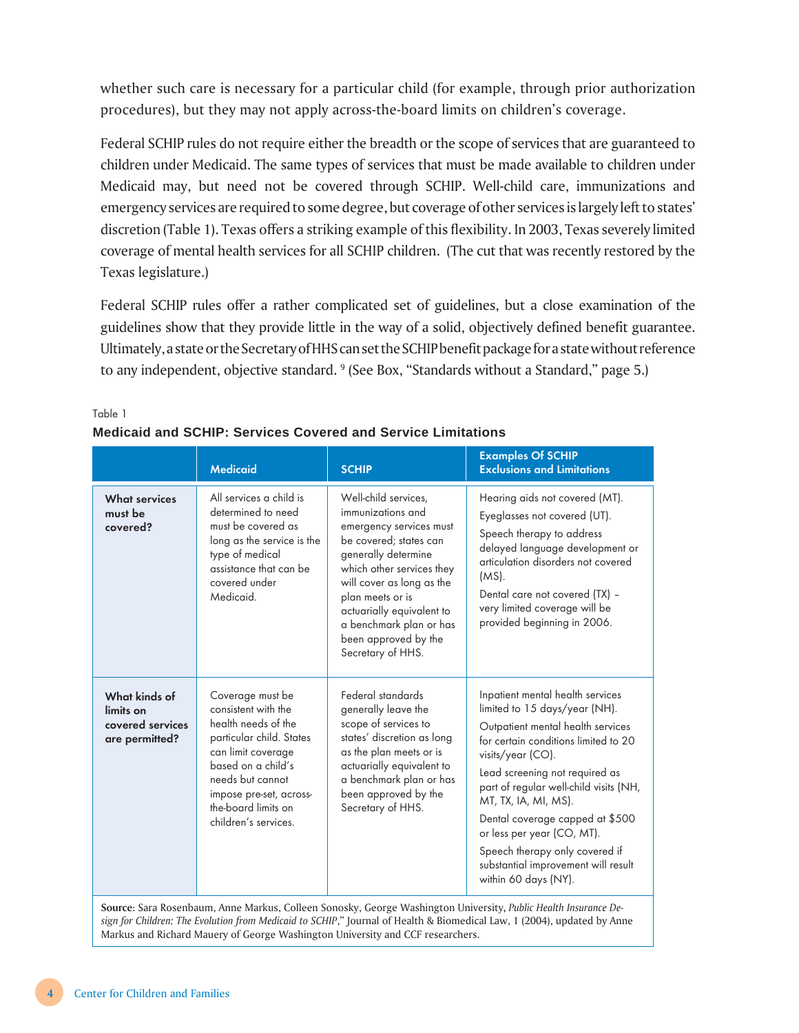whether such care is necessary for a particular child (for example, through prior authorization procedures), but they may not apply across-the-board limits on children's coverage.

Federal SCHIP rules do not require either the breadth or the scope of services that are guaranteed to children under Medicaid. The same types of services that must be made available to children under Medicaid may, but need not be covered through SCHIP. Well-child care, immunizations and emergency services are required to some degree, but coverage of other services is largely left to states' discretion (Table 1). Texas offers a striking example of this flexibility. In 2003, Texas severely limited coverage of mental health services for all SCHIP children. (The cut that was recently restored by the Texas legislature.)

Federal SCHIP rules offer a rather complicated set of guidelines, but a close examination of the guidelines show that they provide little in the way of a solid, objectively defined benefit guarantee. Ultimately, a state or the Secretary of HHS can set the SCHIP benefit package for a state without reference to any independent, objective standard. [9] (See Box, "Standards without a Standard," page 5.)

Table 1

**Medicaid and SCHIP: Services Covered and Service Limitations**

| | Medicaid | SCHIP | Examples Of SCHIP Exclusions and Limitations |
|---|---|---|---|
| **What services must be covered?** | All services a child is determined to need must be covered as long as the service is the type of medical assistance that can be covered under Medicaid. | Well-child services, immunizations and emergency services must be covered; states can generally determine which other services they will cover as long as the plan meets or is actuarially equivalent to a benchmark plan or has been approved by the Secretary of HHS. | Hearing aids not covered (MT). Eyeglasses not covered (UT). Speech therapy to address delayed language development or articulation disorders not covered (MS). Dental care not covered (TX) – very limited coverage will be provided beginning in 2006. |
| **What kinds of limits on covered services are permitted?** | Coverage must be consistent with the health needs of the particular child. States can limit coverage based on a child's needs but cannot impose pre-set, across-the-board limits on children's services. | Federal standards generally leave the scope of services to states' discretion as long as the plan meets or is actuarially equivalent to a benchmark plan or has been approved by the Secretary of HHS. | Inpatient mental health services limited to 15 days/year (NH). Outpatient mental health services for certain conditions limited to 20 visits/year (CO). Lead screening not required as part of regular well-child visits (NH, MT, TX, IA, MI, MS). Dental coverage capped at $500 or less per year (CO, MT). Speech therapy only covered if substantial improvement will result within 60 days (NY). |

**Source**: Sara Rosenbaum, Anne Markus, Colleen Sonosky, George Washington University, *Public Health Insurance Design for Children: The Evolution from Medicaid to SCHIP*," Journal of Health & Biomedical Law, 1 (2004), updated by Anne Markus and Richard Mauery of George Washington University and CCF researchers.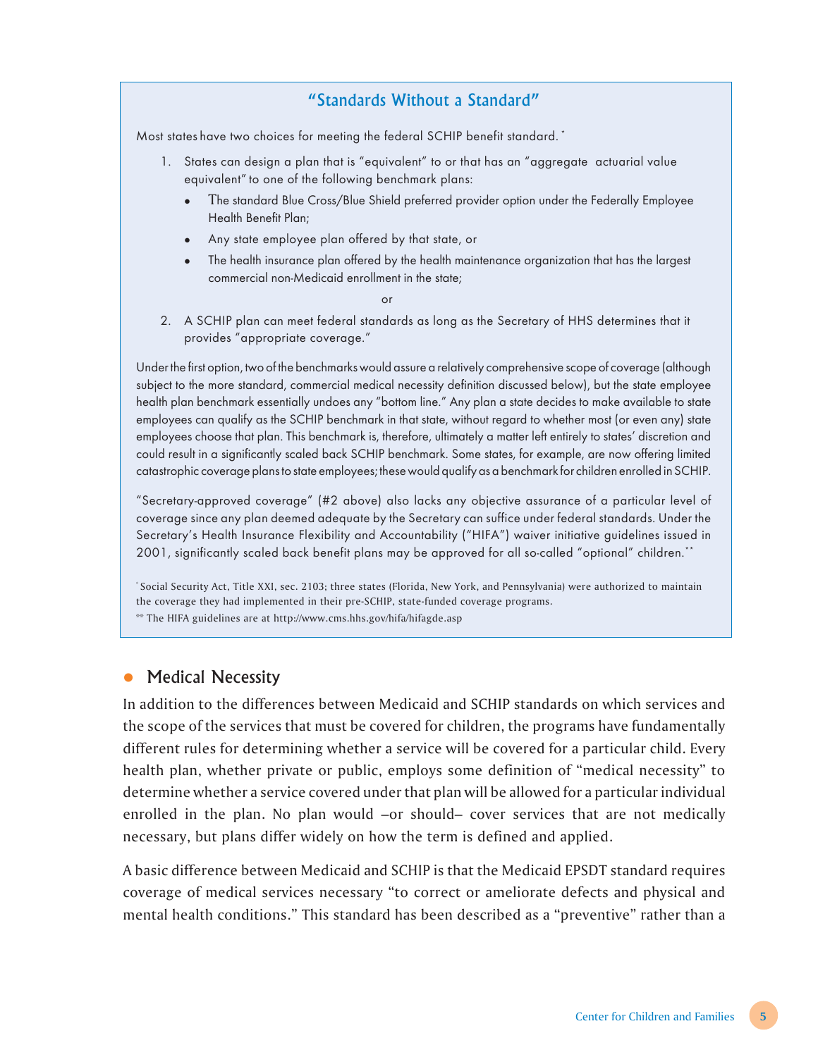### "Standards Without a Standard"

Most states have two choices for meeting the federal SCHIP benefit standard. *

1. States can design a plan that is "equivalent" to or that has an "aggregate actuarial value equivalent" to one of the following benchmark plans:
   - The standard Blue Cross/Blue Shield preferred provider option under the Federally Employee Health Benefit Plan;
   - Any state employee plan offered by that state, or
   - The health insurance plan offered by the health maintenance organization that has the largest commercial non-Medicaid enrollment in the state;

   or

2. A SCHIP plan can meet federal standards as long as the Secretary of HHS determines that it provides "appropriate coverage."

Under the first option, two of the benchmarks would assure a relatively comprehensive scope of coverage (although subject to the more standard, commercial medical necessity definition discussed below), but the state employee health plan benchmark essentially undoes any "bottom line." Any plan a state decides to make available to state employees can qualify as the SCHIP benchmark in that state, without regard to whether most (or even any) state employees choose that plan. This benchmark is, therefore, ultimately a matter left entirely to states' discretion and could result in a significantly scaled back SCHIP benchmark. Some states, for example, are now offering limited catastrophic coverage plans to state employees; these would qualify as a benchmark for children enrolled in SCHIP.

"Secretary-approved coverage" (#2 above) also lacks any objective assurance of a particular level of coverage since any plan deemed adequate by the Secretary can suffice under federal standards. Under the Secretary's Health Insurance Flexibility and Accountability ("HIFA") waiver initiative guidelines issued in 2001, significantly scaled back benefit plans may be approved for all so-called "optional" children.**

* Social Security Act, Title XXI, sec. 2103; three states (Florida, New York, and Pennsylvania) were authorized to maintain the coverage they had implemented in their pre-SCHIP, state-funded coverage programs.

** The HIFA guidelines are at http://www.cms.hhs.gov/hifa/hifagde.asp

## Medical Necessity

In addition to the differences between Medicaid and SCHIP standards on which services and the scope of the services that must be covered for children, the programs have fundamentally different rules for determining whether a service will be covered for a particular child. Every health plan, whether private or public, employs some definition of "medical necessity" to determine whether a service covered under that plan will be allowed for a particular individual enrolled in the plan. No plan would –or should– cover services that are not medically necessary, but plans differ widely on how the term is defined and applied.

A basic difference between Medicaid and SCHIP is that the Medicaid EPSDT standard requires coverage of medical services necessary "to correct or ameliorate defects and physical and mental health conditions." This standard has been described as a "preventive" rather than a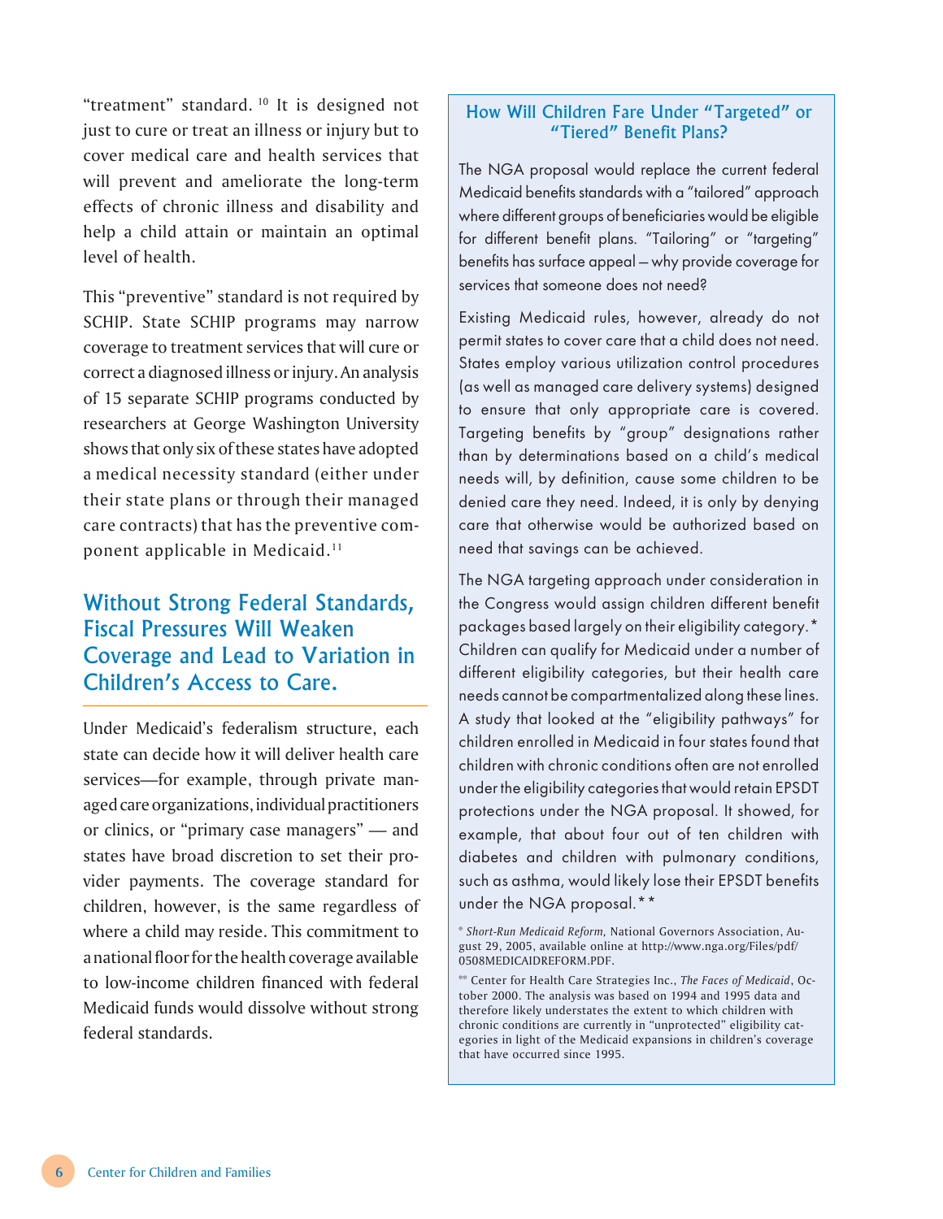"treatment" standard. [10] It is designed not just to cure or treat an illness or injury but to cover medical care and health services that will prevent and ameliorate the long-term effects of chronic illness and disability and help a child attain or maintain an optimal level of health.

This "preventive" standard is not required by SCHIP. State SCHIP programs may narrow coverage to treatment services that will cure or correct a diagnosed illness or injury. An analysis of 15 separate SCHIP programs conducted by researchers at George Washington University shows that only six of these states have adopted a medical necessity standard (either under their state plans or through their managed care contracts) that has the preventive component applicable in Medicaid.[11]

## Without Strong Federal Standards, Fiscal Pressures Will Weaken Coverage and Lead to Variation in Children's Access to Care.

Under Medicaid's federalism structure, each state can decide how it will deliver health care services—for example, through private managed care organizations, individual practitioners or clinics, or "primary case managers" — and states have broad discretion to set their provider payments. The coverage standard for children, however, is the same regardless of where a child may reside. This commitment to a national floor for the health coverage available to low-income children financed with federal Medicaid funds would dissolve without strong federal standards.

### How Will Children Fare Under "Targeted" or "Tiered" Benefit Plans?

The NGA proposal would replace the current federal Medicaid benefits standards with a "tailored" approach where different groups of beneficiaries would be eligible for different benefit plans. "Tailoring" or "targeting" benefits has surface appeal – why provide coverage for services that someone does not need?

Existing Medicaid rules, however, already do not permit states to cover care that a child does not need. States employ various utilization control procedures (as well as managed care delivery systems) designed to ensure that only appropriate care is covered. Targeting benefits by "group" designations rather than by determinations based on a child's medical needs will, by definition, cause some children to be denied care they need. Indeed, it is only by denying care that otherwise would be authorized based on need that savings can be achieved.

The NGA targeting approach under consideration in the Congress would assign children different benefit packages based largely on their eligibility category.* Children can qualify for Medicaid under a number of different eligibility categories, but their health care needs cannot be compartmentalized along these lines. A study that looked at the "eligibility pathways" for children enrolled in Medicaid in four states found that children with chronic conditions often are not enrolled under the eligibility categories that would retain EPSDT protections under the NGA proposal. It showed, for example, that about four out of ten children with diabetes and children with pulmonary conditions, such as asthma, would likely lose their EPSDT benefits under the NGA proposal.**

\* *Short-Run Medicaid Reform*, National Governors Association, August 29, 2005, available online at http://www.nga.org/Files/pdf/0508MEDICAIDREFORM.PDF.

\** Center for Health Care Strategies Inc., *The Faces of Medicaid*, October 2000. The analysis was based on 1994 and 1995 data and therefore likely understates the extent to which children with chronic conditions are currently in "unprotected" eligibility categories in light of the Medicaid expansions in children's coverage that have occurred since 1995.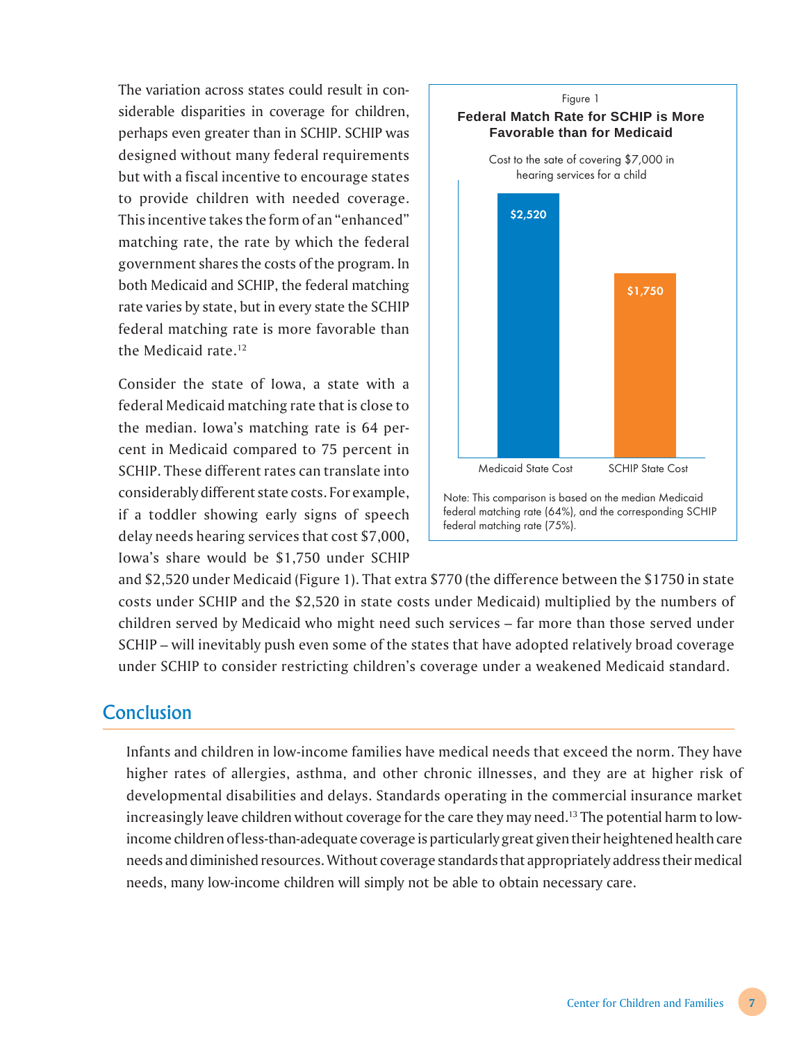The variation across states could result in considerable disparities in coverage for children, perhaps even greater than in SCHIP. SCHIP was designed without many federal requirements but with a fiscal incentive to encourage states to provide children with needed coverage. This incentive takes the form of an "enhanced" matching rate, the rate by which the federal government shares the costs of the program. In both Medicaid and SCHIP, the federal matching rate varies by state, but in every state the SCHIP federal matching rate is more favorable than the Medicaid rate.[12]

Consider the state of Iowa, a state with a federal Medicaid matching rate that is close to the median. Iowa's matching rate is 64 percent in Medicaid compared to 75 percent in SCHIP. These different rates can translate into considerably different state costs. For example, if a toddler showing early signs of speech delay needs hearing services that cost $7,000, Iowa's share would be $1,750 under SCHIP and $2,520 under Medicaid (Figure 1). That extra $770 (the difference between the $1750 in state costs under SCHIP and the $2,520 in state costs under Medicaid) multiplied by the numbers of children served by Medicaid who might need such services – far more than those served under SCHIP – will inevitably push even some of the states that have adopted relatively broad coverage under SCHIP to consider restricting children's coverage under a weakened Medicaid standard.

Figure 1

**Federal Match Rate for SCHIP is More Favorable than for Medicaid**

Cost to the sate of covering $7,000 in hearing services for a child

| | Medicaid State Cost | SCHIP State Cost |
|---|---|---|
| Cost | $2,520 | $1,750 |

Note: This comparison is based on the median Medicaid federal matching rate (64%), and the corresponding SCHIP federal matching rate (75%).

## Conclusion

Infants and children in low-income families have medical needs that exceed the norm. They have higher rates of allergies, asthma, and other chronic illnesses, and they are at higher risk of developmental disabilities and delays. Standards operating in the commercial insurance market increasingly leave children without coverage for the care they may need.[13] The potential harm to low-income children of less-than-adequate coverage is particularly great given their heightened health care needs and diminished resources. Without coverage standards that appropriately address their medical needs, many low-income children will simply not be able to obtain necessary care.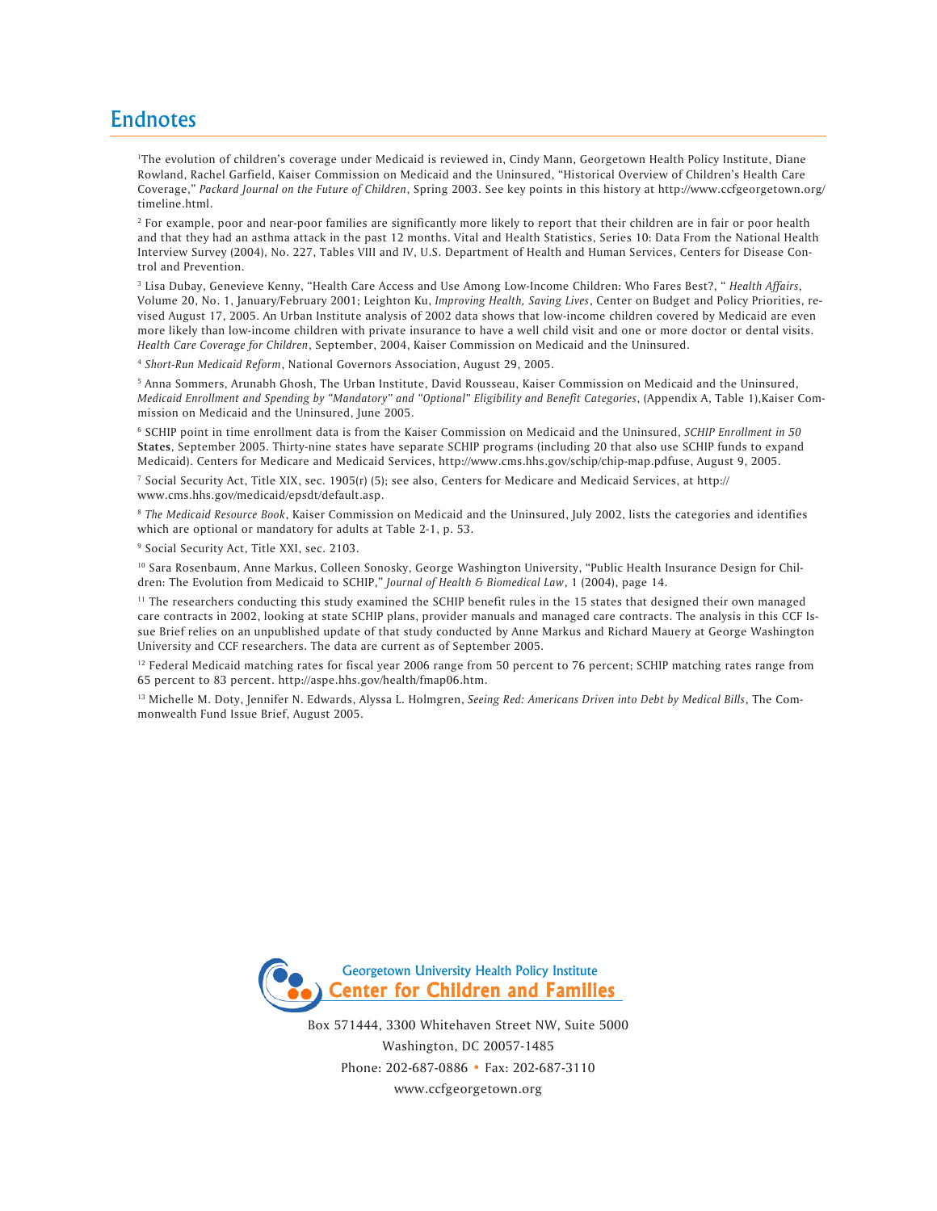# Endnotes

[1]The evolution of children's coverage under Medicaid is reviewed in, Cindy Mann, Georgetown Health Policy Institute, Diane Rowland, Rachel Garfield, Kaiser Commission on Medicaid and the Uninsured, "Historical Overview of Children's Health Care Coverage," *Packard Journal on the Future of Children*, Spring 2003. See key points in this history at http://www.ccfgeorgetown.org/timeline.html.

[2] For example, poor and near-poor families are significantly more likely to report that their children are in fair or poor health and that they had an asthma attack in the past 12 months. Vital and Health Statistics, Series 10: Data From the National Health Interview Survey (2004), No. 227, Tables VIII and IV, U.S. Department of Health and Human Services, Centers for Disease Control and Prevention.

[3] Lisa Dubay, Genevieve Kenny, "Health Care Access and Use Among Low-Income Children: Who Fares Best?, " *Health Affairs*, Volume 20, No. 1, January/February 2001; Leighton Ku, *Improving Health, Saving Lives*, Center on Budget and Policy Priorities, revised August 17, 2005. An Urban Institute analysis of 2002 data shows that low-income children covered by Medicaid are even more likely than low-income children with private insurance to have a well child visit and one or more doctor or dental visits. *Health Care Coverage for Children*, September, 2004, Kaiser Commission on Medicaid and the Uninsured.

[4] *Short-Run Medicaid Reform*, National Governors Association, August 29, 2005.

[5] Anna Sommers, Arunabh Ghosh, The Urban Institute, David Rousseau, Kaiser Commission on Medicaid and the Uninsured, *Medicaid Enrollment and Spending by "Mandatory" and "Optional" Eligibility and Benefit Categories*, (Appendix A, Table 1),Kaiser Commission on Medicaid and the Uninsured, June 2005.

[6] SCHIP point in time enrollment data is from the Kaiser Commission on Medicaid and the Uninsured, *SCHIP Enrollment in 50* **States**, September 2005. Thirty-nine states have separate SCHIP programs (including 20 that also use SCHIP funds to expand Medicaid). Centers for Medicare and Medicaid Services, http://www.cms.hhs.gov/schip/chip-map.pdfuse, August 9, 2005.

[7] Social Security Act, Title XIX, sec. 1905(r) (5); see also, Centers for Medicare and Medicaid Services, at http://www.cms.hhs.gov/medicaid/epsdt/default.asp.

[8] *The Medicaid Resource Book*, Kaiser Commission on Medicaid and the Uninsured, July 2002, lists the categories and identifies which are optional or mandatory for adults at Table 2-1, p. 53.

[9] Social Security Act, Title XXI, sec. 2103.

[10] Sara Rosenbaum, Anne Markus, Colleen Sonosky, George Washington University, "Public Health Insurance Design for Children: The Evolution from Medicaid to SCHIP," *Journal of Health & Biomedical Law*, 1 (2004), page 14.

[11] The researchers conducting this study examined the SCHIP benefit rules in the 15 states that designed their own managed care contracts in 2002, looking at state SCHIP plans, provider manuals and managed care contracts. The analysis in this CCF Issue Brief relies on an unpublished update of that study conducted by Anne Markus and Richard Mauery at George Washington University and CCF researchers. The data are current as of September 2005.

[12] Federal Medicaid matching rates for fiscal year 2006 range from 50 percent to 76 percent; SCHIP matching rates range from 65 percent to 83 percent. http://aspe.hhs.gov/health/fmap06.htm.

[13] Michelle M. Doty, Jennifer N. Edwards, Alyssa L. Holmgren, *Seeing Red: Americans Driven into Debt by Medical Bills*, The Commonwealth Fund Issue Brief, August 2005.

Georgetown University Health Policy Institute

Center for Children and Families

Box 571444, 3300 Whitehaven Street NW, Suite 5000

Washington, DC 20057-1485

Phone: 202-687-0886 • Fax: 202-687-3110

www.ccfgeorgetown.org